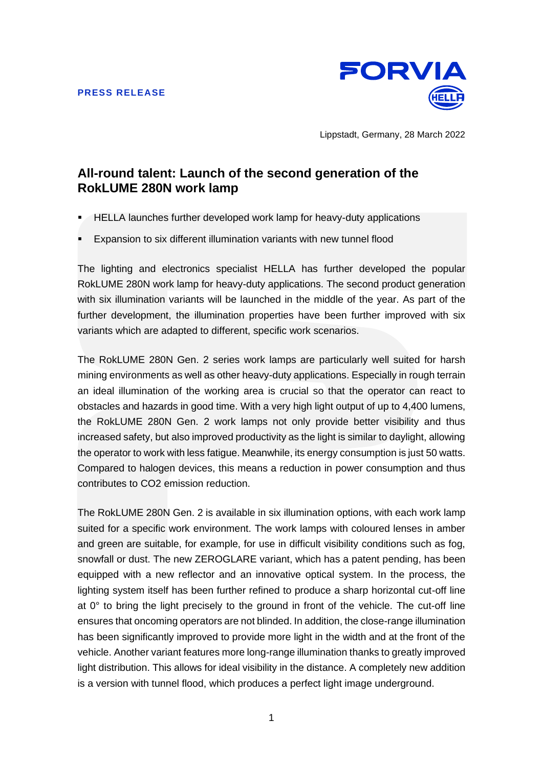**PRESS RELEASE**

Lippstadt, Germany, 28 March 2022

# All-round talent: Launch of the second generation of the RokLUME 280N work lamp

- HELLA launches further developed work lamp for heavy-duty applications
- Expansion to six different illumination variants with new tunnel flood

The lighting and electronics specialist HELLA has further developed the popular RokLUME 280N work lamp for heavy-duty applications. The second product generation with six illumination variants will be launched in the middle of the year. As part of the further development, the illumination properties have been further improved with six variants which are adapted to different, specific work scenarios.

The RokLUME 280N Gen. 2 series work lamps are particularly well suited for harsh mining environments as well as other heavy-duty applications. Especially in rough terrain an ideal illumination of the working area is crucial so that the operator can react to obstacles and hazards in good time. With a very high light output of up to 4,400 lumens, the RokLUME 280N Gen. 2 work lamps not only provide better visibility and thus increased safety, but also improved productivity as the light is similar to daylight, allowing the operator to work with less fatigue. Meanwhile, its energy consumption is just 50 watts. Compared to halogen devices, this means a reduction in power consumption and thus contributes to $CO_2$ emission reduction.

The RokLUME 280N Gen. 2 is available in six illumination options, with each work lamp suited for a specific work environment. The work lamps with coloured lenses in amber and green are suitable, for example, for use in difficult visibility conditions such as fog, snowfall or dust. The new ZEROGLARE variant, which has a patent pending, has been equipped with a new reflector and an innovative optical system. In the process, the lighting system itself has been further refined to produce a sharp horizontal cut-off line at 0° to bring the light precisely to the ground in front of the vehicle. The cut-off line ensures that oncoming operators are not blinded. In addition, the close-range illumination has been significantly improved to provide more light in the width and at the front of the vehicle. Another variant features more long-range illumination thanks to greatly improved light distribution. This allows for ideal visibility in the distance. A completely new addition is a version with tunnel flood, which produces a perfect light image underground.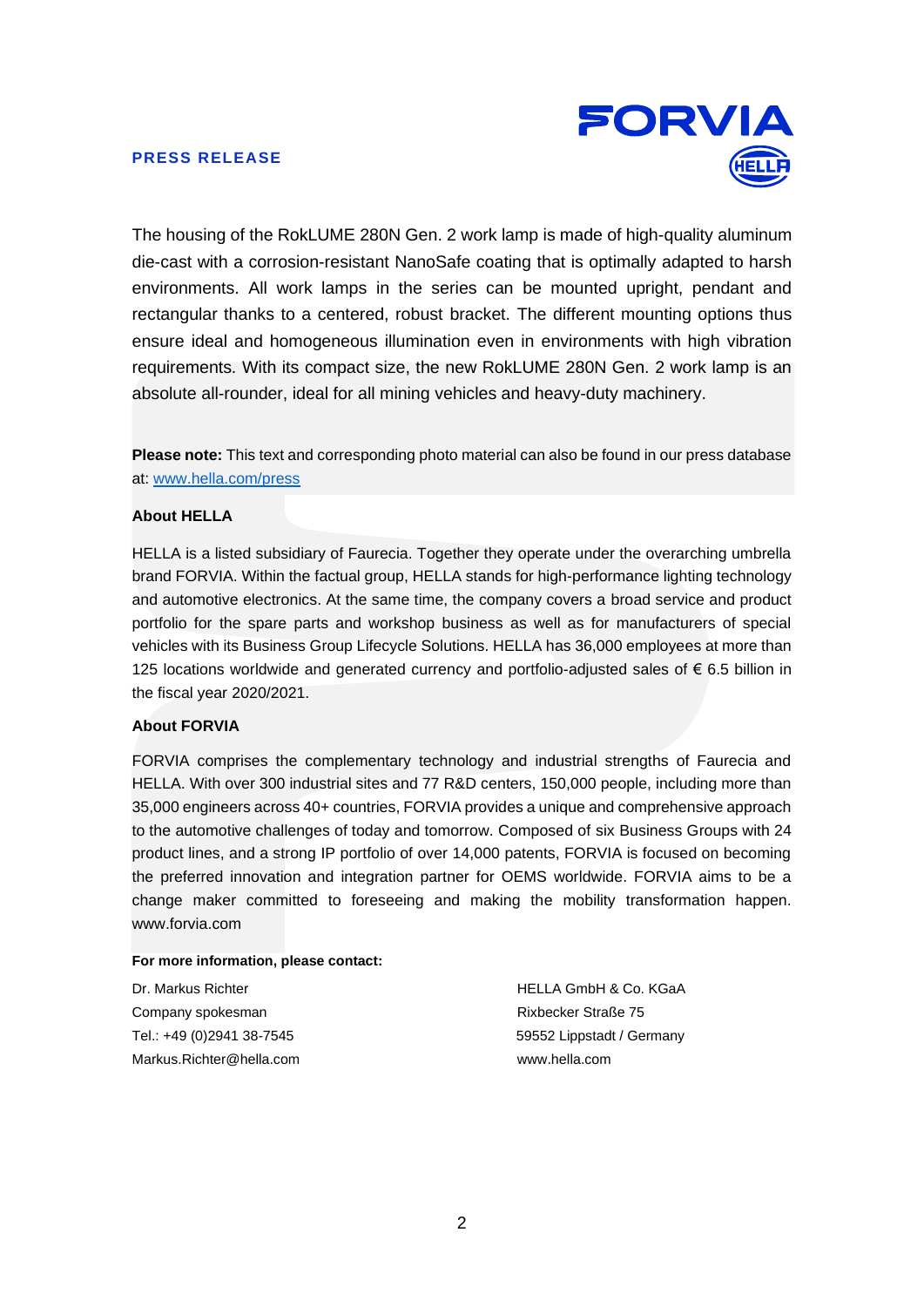**PRESS RELEASE**

The housing of the RokLUME 280N Gen. 2 work lamp is made of high-quality aluminum die-cast with a corrosion-resistant NanoSafe coating that is optimally adapted to harsh environments. All work lamps in the series can be mounted upright, pendant and rectangular thanks to a centered, robust bracket. The different mounting options thus ensure ideal and homogeneous illumination even in environments with high vibration requirements. With its compact size, the new RokLUME 280N Gen. 2 work lamp is an absolute all-rounder, ideal for all mining vehicles and heavy-duty machinery.

**Please note:** This text and corresponding photo material can also be found in our press database at: www.hella.com/press

**About HELLA**

HELLA is a listed subsidiary of Faurecia. Together they operate under the overarching umbrella brand FORVIA. Within the factual group, HELLA stands for high-performance lighting technology and automotive electronics. At the same time, the company covers a broad service and product portfolio for the spare parts and workshop business as well as for manufacturers of special vehicles with its Business Group Lifecycle Solutions. HELLA has 36,000 employees at more than 125 locations worldwide and generated currency and portfolio-adjusted sales of € 6.5 billion in the fiscal year 2020/2021.

**About FORVIA**

FORVIA comprises the complementary technology and industrial strengths of Faurecia and HELLA. With over 300 industrial sites and 77 R&D centers, 150,000 people, including more than 35,000 engineers across 40+ countries, FORVIA provides a unique and comprehensive approach to the automotive challenges of today and tomorrow. Composed of six Business Groups with 24 product lines, and a strong IP portfolio of over 14,000 patents, FORVIA is focused on becoming the preferred innovation and integration partner for OEMS worldwide. FORVIA aims to be a change maker committed to foreseeing and making the mobility transformation happen. www.forvia.com

**For more information, please contact:**

Dr. Markus Richter
Company spokesman
Tel.: +49 (0)2941 38-7545
Markus.Richter@hella.com

HELLA GmbH & Co. KGaA
Rixbecker Straße 75
59552 Lippstadt / Germany
www.hella.com